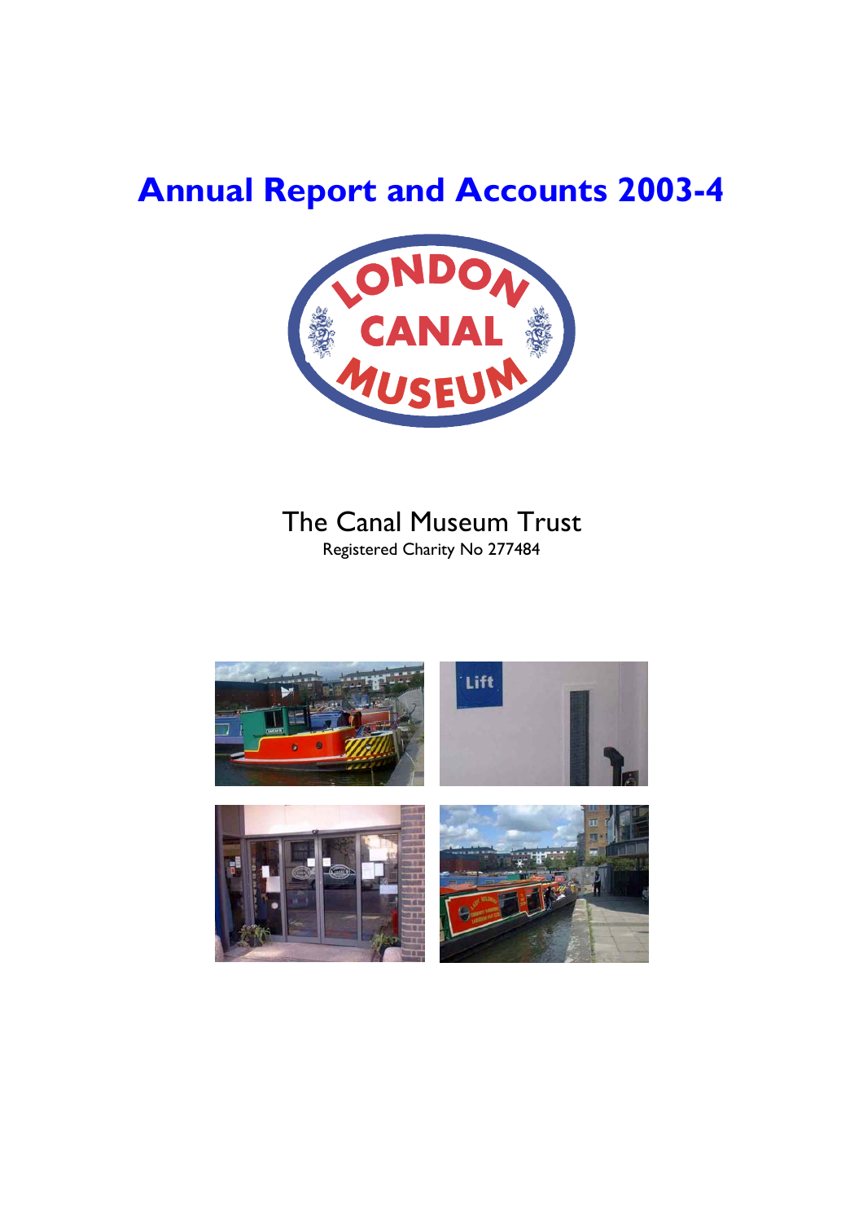# Annual Report and Accounts 2003-4

LONDON CANAL MUSEUM

The Canal Museum Trust

Registered Charity No 277484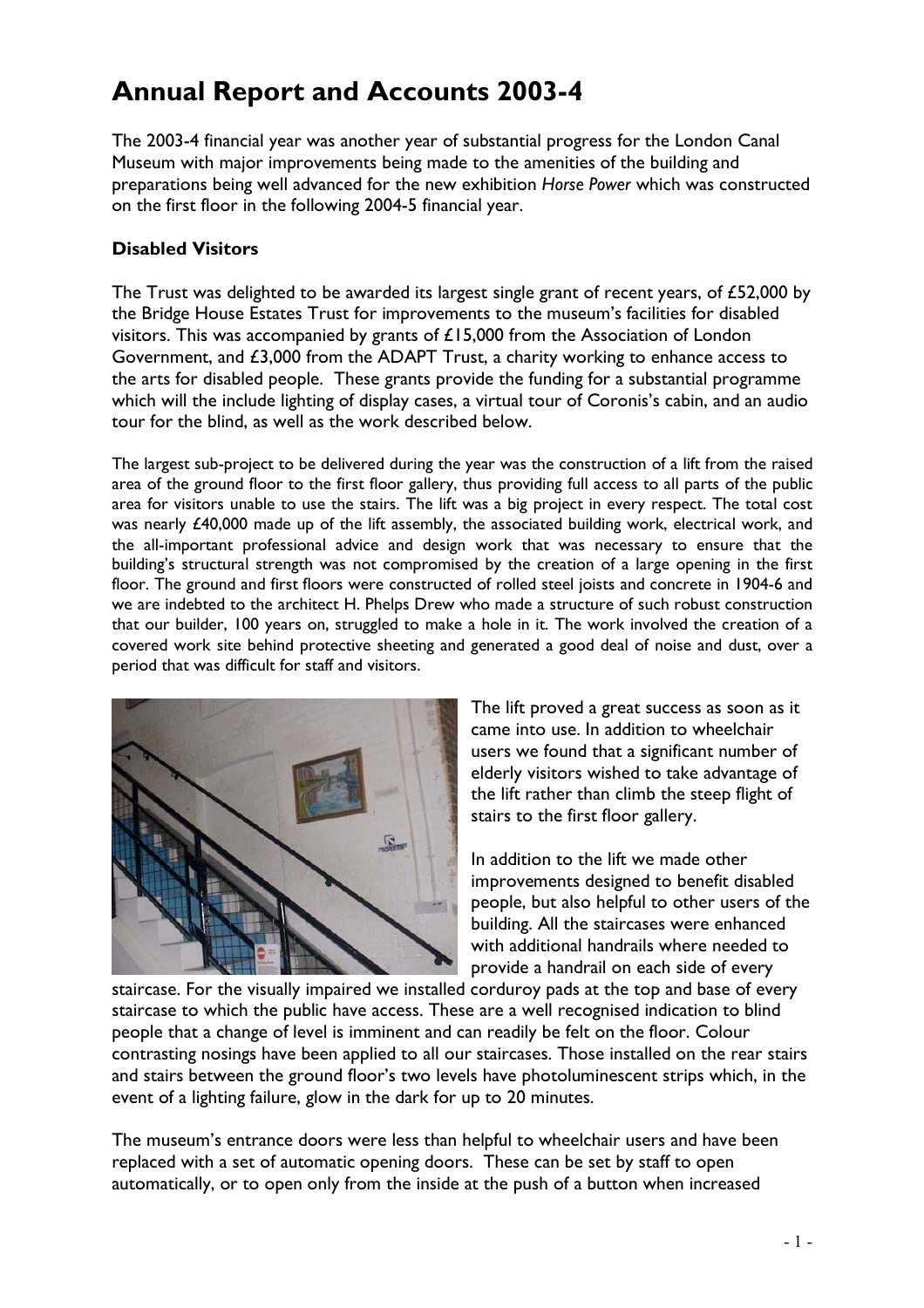# Annual Report and Accounts 2003-4

The 2003-4 financial year was another year of substantial progress for the London Canal Museum with major improvements being made to the amenities of the building and preparations being well advanced for the new exhibition *Horse Power* which was constructed on the first floor in the following 2004-5 financial year.

### Disabled Visitors

The Trust was delighted to be awarded its largest single grant of recent years, of £52,000 by the Bridge House Estates Trust for improvements to the museum's facilities for disabled visitors. This was accompanied by grants of £15,000 from the Association of London Government, and £3,000 from the ADAPT Trust, a charity working to enhance access to the arts for disabled people. These grants provide the funding for a substantial programme which will the include lighting of display cases, a virtual tour of Coronis's cabin, and an audio tour for the blind, as well as the work described below.

The largest sub-project to be delivered during the year was the construction of a lift from the raised area of the ground floor to the first floor gallery, thus providing full access to all parts of the public area for visitors unable to use the stairs. The lift was a big project in every respect. The total cost was nearly £40,000 made up of the lift assembly, the associated building work, electrical work, and the all-important professional advice and design work that was necessary to ensure that the building's structural strength was not compromised by the creation of a large opening in the first floor. The ground and first floors were constructed of rolled steel joists and concrete in 1904-6 and we are indebted to the architect H. Phelps Drew who made a structure of such robust construction that our builder, 100 years on, struggled to make a hole in it. The work involved the creation of a covered work site behind protective sheeting and generated a good deal of noise and dust, over a period that was difficult for staff and visitors.

The lift proved a great success as soon as it came into use. In addition to wheelchair users we found that a significant number of elderly visitors wished to take advantage of the lift rather than climb the steep flight of stairs to the first floor gallery.

In addition to the lift we made other improvements designed to benefit disabled people, but also helpful to other users of the building. All the staircases were enhanced with additional handrails where needed to provide a handrail on each side of every staircase. For the visually impaired we installed corduroy pads at the top and base of every staircase to which the public have access. These are a well recognised indication to blind people that a change of level is imminent and can readily be felt on the floor. Colour contrasting nosings have been applied to all our staircases. Those installed on the rear stairs and stairs between the ground floor's two levels have photoluminescent strips which, in the event of a lighting failure, glow in the dark for up to 20 minutes.

The museum's entrance doors were less than helpful to wheelchair users and have been replaced with a set of automatic opening doors. These can be set by staff to open automatically, or to open only from the inside at the push of a button when increased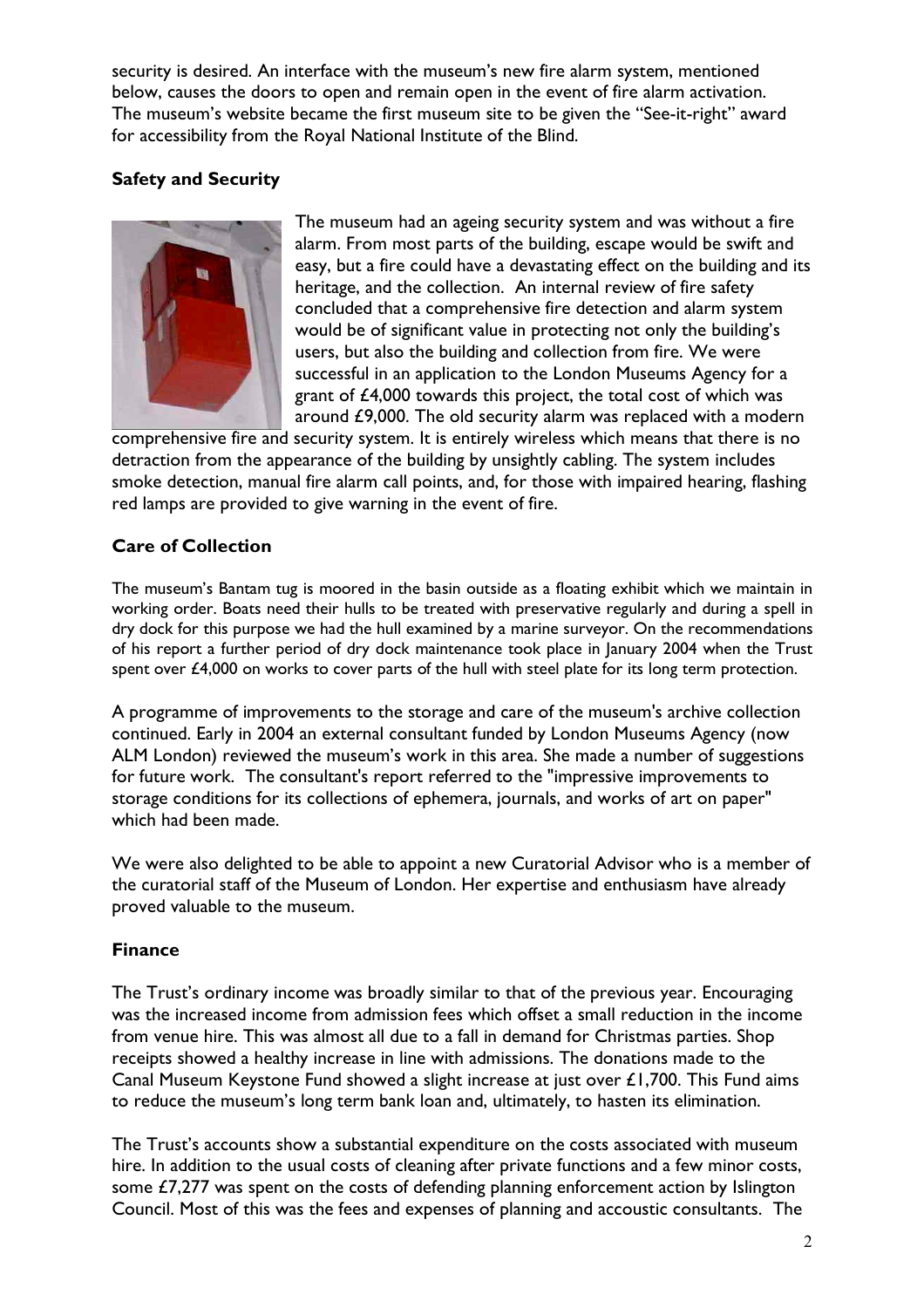security is desired. An interface with the museum's new fire alarm system, mentioned below, causes the doors to open and remain open in the event of fire alarm activation. The museum's website became the first museum site to be given the "See-it-right" award for accessibility from the Royal National Institute of the Blind.

## Safety and Security

The museum had an ageing security system and was without a fire alarm. From most parts of the building, escape would be swift and easy, but a fire could have a devastating effect on the building and its heritage, and the collection. An internal review of fire safety concluded that a comprehensive fire detection and alarm system would be of significant value in protecting not only the building's users, but also the building and collection from fire. We were successful in an application to the London Museums Agency for a grant of £4,000 towards this project, the total cost of which was around £9,000. The old security alarm was replaced with a modern comprehensive fire and security system. It is entirely wireless which means that there is no detraction from the appearance of the building by unsightly cabling. The system includes smoke detection, manual fire alarm call points, and, for those with impaired hearing, flashing red lamps are provided to give warning in the event of fire.

## Care of Collection

The museum's Bantam tug is moored in the basin outside as a floating exhibit which we maintain in working order. Boats need their hulls to be treated with preservative regularly and during a spell in dry dock for this purpose we had the hull examined by a marine surveyor. On the recommendations of his report a further period of dry dock maintenance took place in January 2004 when the Trust spent over £4,000 on works to cover parts of the hull with steel plate for its long term protection.

A programme of improvements to the storage and care of the museum's archive collection continued. Early in 2004 an external consultant funded by London Museums Agency (now ALM London) reviewed the museum's work in this area. She made a number of suggestions for future work. The consultant's report referred to the "impressive improvements to storage conditions for its collections of ephemera, journals, and works of art on paper" which had been made.

We were also delighted to be able to appoint a new Curatorial Advisor who is a member of the curatorial staff of the Museum of London. Her expertise and enthusiasm have already proved valuable to the museum.

## Finance

The Trust's ordinary income was broadly similar to that of the previous year. Encouraging was the increased income from admission fees which offset a small reduction in the income from venue hire. This was almost all due to a fall in demand for Christmas parties. Shop receipts showed a healthy increase in line with admissions. The donations made to the Canal Museum Keystone Fund showed a slight increase at just over £1,700. This Fund aims to reduce the museum's long term bank loan and, ultimately, to hasten its elimination.

The Trust's accounts show a substantial expenditure on the costs associated with museum hire. In addition to the usual costs of cleaning after private functions and a few minor costs, some £7,277 was spent on the costs of defending planning enforcement action by Islington Council. Most of this was the fees and expenses of planning and accoustic consultants. The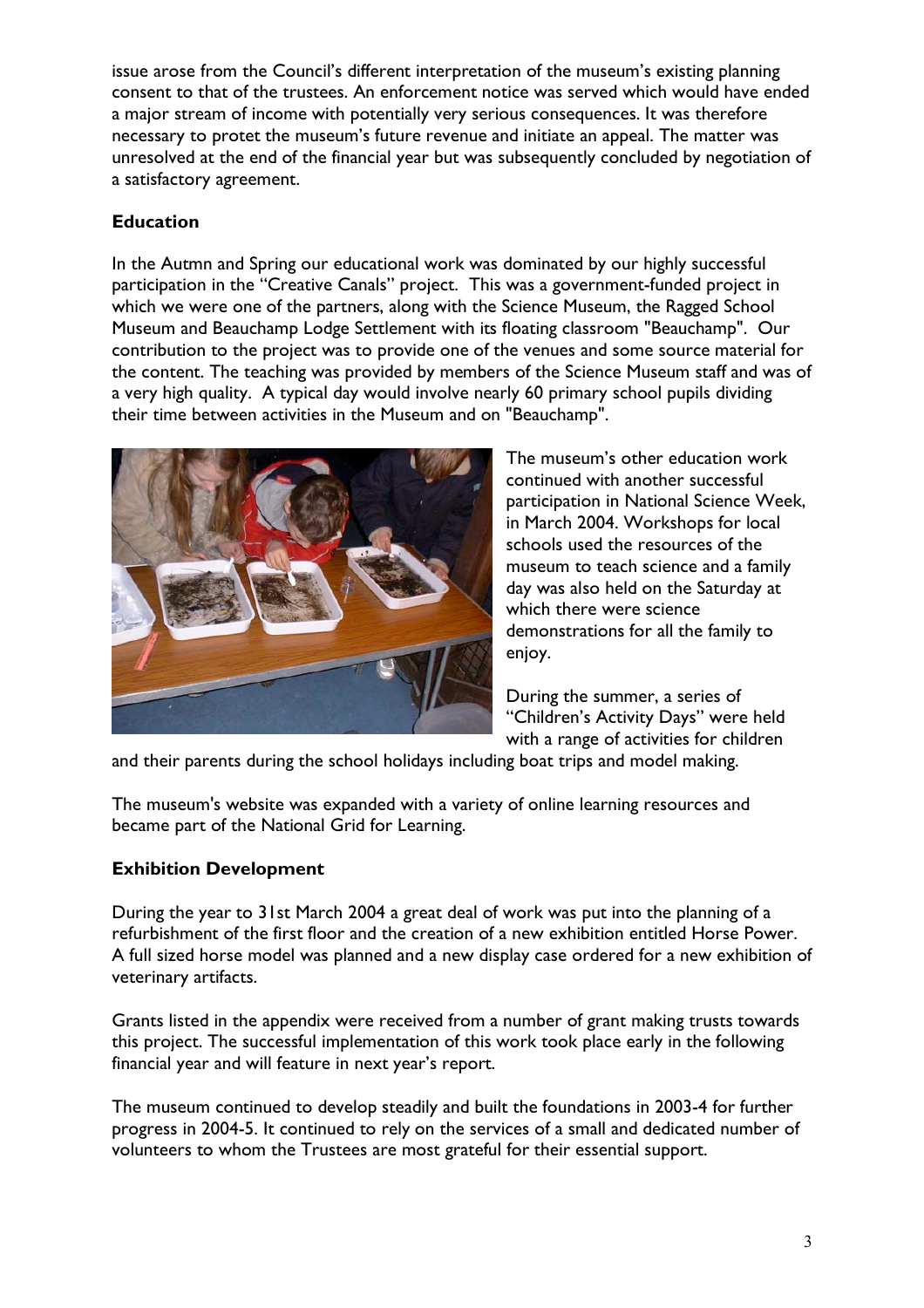issue arose from the Council's different interpretation of the museum's existing planning consent to that of the trustees. An enforcement notice was served which would have ended a major stream of income with potentially very serious consequences. It was therefore necessary to protet the museum's future revenue and initiate an appeal. The matter was unresolved at the end of the financial year but was subsequently concluded by negotiation of a satisfactory agreement.

**Education**

In the Autmn and Spring our educational work was dominated by our highly successful participation in the "Creative Canals" project. This was a government-funded project in which we were one of the partners, along with the Science Museum, the Ragged School Museum and Beauchamp Lodge Settlement with its floating classroom "Beauchamp". Our contribution to the project was to provide one of the venues and some source material for the content. The teaching was provided by members of the Science Museum staff and was of a very high quality. A typical day would involve nearly 60 primary school pupils dividing their time between activities in the Museum and on "Beauchamp".

The museum's other education work continued with another successful participation in National Science Week, in March 2004. Workshops for local schools used the resources of the museum to teach science and a family day was also held on the Saturday at which there were science demonstrations for all the family to enjoy.

During the summer, a series of "Children's Activity Days" were held with a range of activities for children and their parents during the school holidays including boat trips and model making.

The museum's website was expanded with a variety of online learning resources and became part of the National Grid for Learning.

**Exhibition Development**

During the year to 31st March 2004 a great deal of work was put into the planning of a refurbishment of the first floor and the creation of a new exhibition entitled Horse Power. A full sized horse model was planned and a new display case ordered for a new exhibition of veterinary artifacts.

Grants listed in the appendix were received from a number of grant making trusts towards this project. The successful implementation of this work took place early in the following financial year and will feature in next year's report.

The museum continued to develop steadily and built the foundations in 2003-4 for further progress in 2004-5. It continued to rely on the services of a small and dedicated number of volunteers to whom the Trustees are most grateful for their essential support.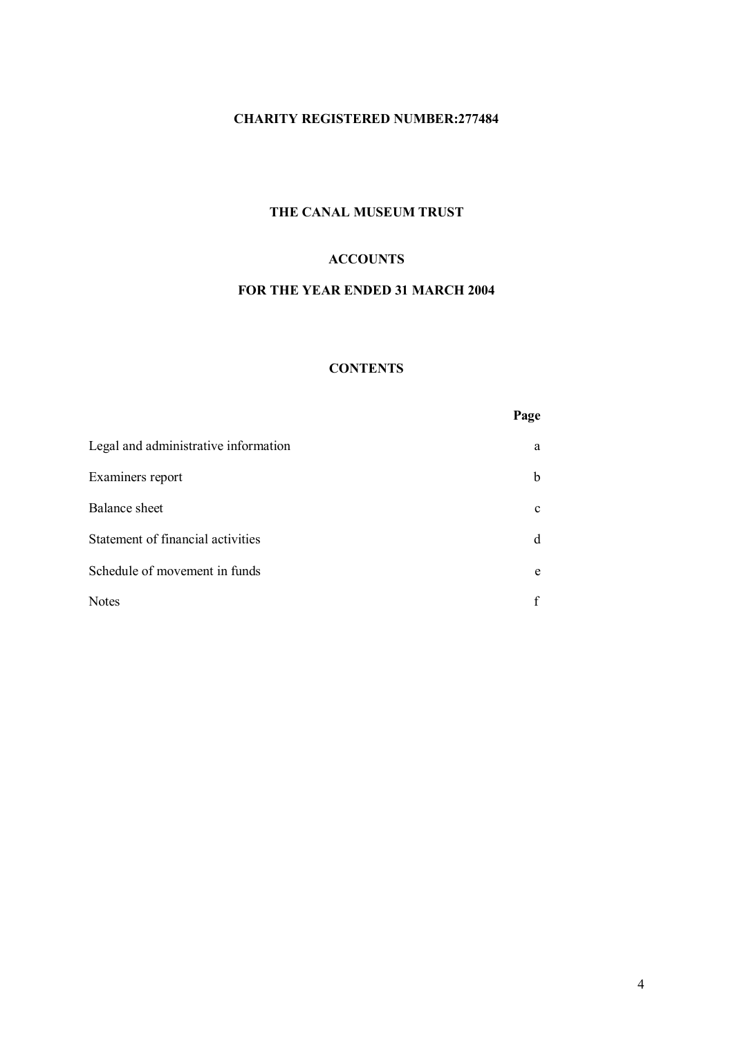**CHARITY REGISTERED NUMBER:277484**

# THE CANAL MUSEUM TRUST

## ACCOUNTS

## FOR THE YEAR ENDED 31 MARCH 2004

### CONTENTS

| | Page |
|---|---|
| Legal and administrative information | a |
| Examiners report | b |
| Balance sheet | c |
| Statement of financial activities | d |
| Schedule of movement in funds | e |
| Notes | f |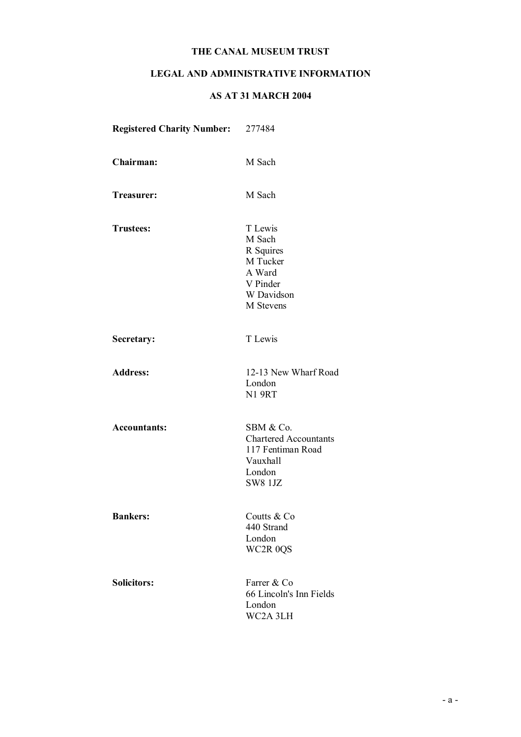# THE CANAL MUSEUM TRUST

## LEGAL AND ADMINISTRATIVE INFORMATION

## AS AT 31 MARCH 2004

**Registered Charity Number:** 277484

**Chairman:** M Sach

**Treasurer:** M Sach

**Trustees:**
T Lewis
M Sach
R Squires
M Tucker
A Ward
V Pinder
W Davidson
M Stevens

**Secretary:** T Lewis

**Address:**
12-13 New Wharf Road
London
N1 9RT

**Accountants:**
SBM & Co.
Chartered Accountants
117 Fentiman Road
Vauxhall
London
SW8 1JZ

**Bankers:**
Coutts & Co
440 Strand
London
WC2R 0QS

**Solicitors:**
Farrer & Co
66 Lincoln's Inn Fields
London
WC2A 3LH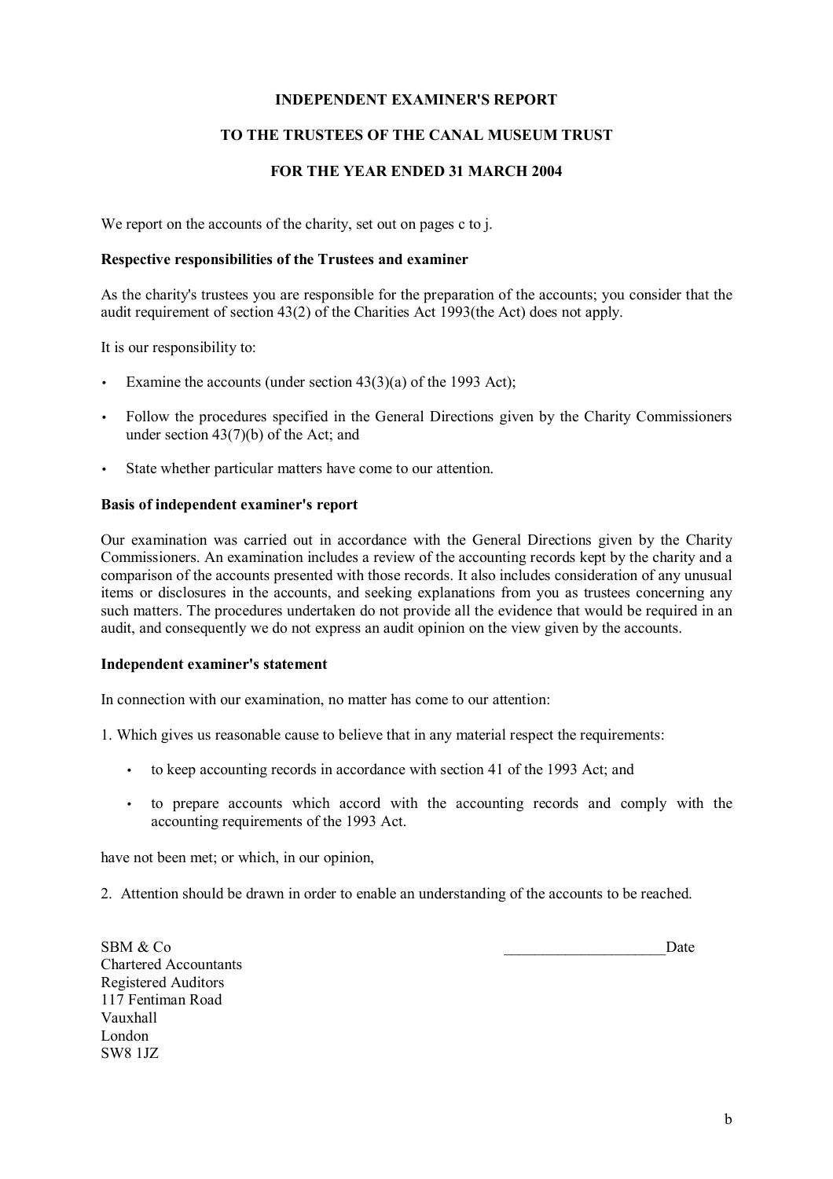# INDEPENDENT EXAMINER'S REPORT

## TO THE TRUSTEES OF THE CANAL MUSEUM TRUST

## FOR THE YEAR ENDED 31 MARCH 2004

We report on the accounts of the charity, set out on pages c to j.

**Respective responsibilities of the Trustees and examiner**

As the charity's trustees you are responsible for the preparation of the accounts; you consider that the audit requirement of section 43(2) of the Charities Act 1993(the Act) does not apply.

It is our responsibility to:

- Examine the accounts (under section 43(3)(a) of the 1993 Act);
- Follow the procedures specified in the General Directions given by the Charity Commissioners under section 43(7)(b) of the Act; and
- State whether particular matters have come to our attention.

**Basis of independent examiner's report**

Our examination was carried out in accordance with the General Directions given by the Charity Commissioners. An examination includes a review of the accounting records kept by the charity and a comparison of the accounts presented with those records. It also includes consideration of any unusual items or disclosures in the accounts, and seeking explanations from you as trustees concerning any such matters. The procedures undertaken do not provide all the evidence that would be required in an audit, and consequently we do not express an audit opinion on the view given by the accounts.

**Independent examiner's statement**

In connection with our examination, no matter has come to our attention:

1. Which gives us reasonable cause to believe that in any material respect the requirements:

    - to keep accounting records in accordance with section 41 of the 1993 Act; and
    - to prepare accounts which accord with the accounting records and comply with the accounting requirements of the 1993 Act.

have not been met; or which, in our opinion,

2. Attention should be drawn in order to enable an understanding of the accounts to be reached.

SBM & Co
Chartered Accountants
Registered Auditors
117 Fentiman Road
Vauxhall
London
SW8 1JZ

_____________________Date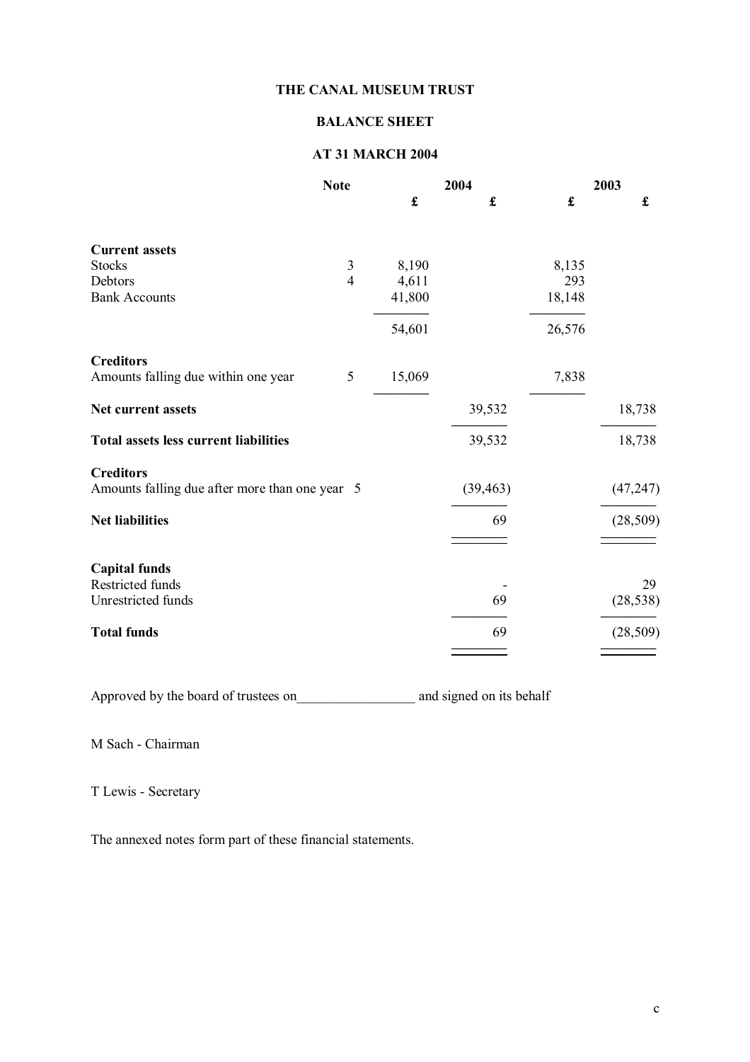**THE CANAL MUSEUM TRUST**

**BALANCE SHEET**

**AT 31 MARCH 2004**

| | Note | 2004 | | 2003 | |
|---|---|---|---|---|---|
| | | £ | £ | £ | £ |
| **Current assets** | | | | | |
| Stocks | 3 | 8,190 | | 8,135 | |
| Debtors | 4 | 4,611 | | 293 | |
| Bank Accounts | | 41,800 | | 18,148 | |
| | | 54,601 | | 26,576 | |
| **Creditors** | | | | | |
| Amounts falling due within one year | 5 | 15,069 | | 7,838 | |
| **Net current assets** | | | 39,532 | | 18,738 |
| **Total assets less current liabilities** | | | 39,532 | | 18,738 |
| **Creditors** | | | | | |
| Amounts falling due after more than one year | 5 | | (39,463) | | (47,247) |
| **Net liabilities** | | | 69 | | (28,509) |
| **Capital funds** | | | | | |
| Restricted funds | | | - | | 29 |
| Unrestricted funds | | | 69 | | (28,538) |
| **Total funds** | | | 69 | | (28,509) |

Approved by the board of trustees on_________________ and signed on its behalf

M Sach - Chairman

T Lewis - Secretary

The annexed notes form part of these financial statements.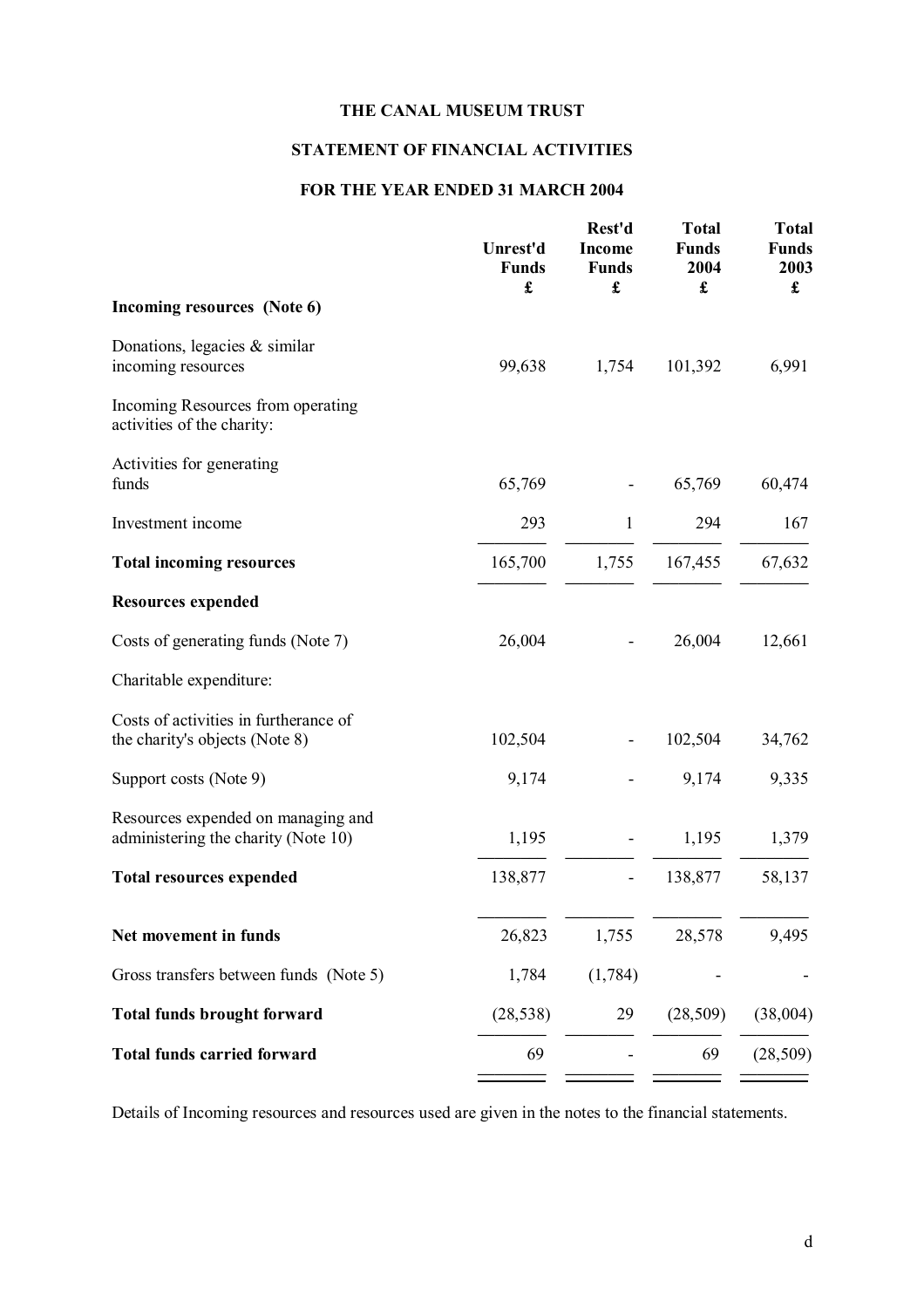# THE CANAL MUSEUM TRUST

## STATEMENT OF FINANCIAL ACTIVITIES

## FOR THE YEAR ENDED 31 MARCH 2004

| | Unrest'd Funds £ | Rest'd Income Funds £ | Total Funds 2004 £ | Total Funds 2003 £ |
|---|---|---|---|---|
| **Incoming resources (Note 6)** | | | | |
| Donations, legacies & similar incoming resources | 99,638 | 1,754 | 101,392 | 6,991 |
| Incoming Resources from operating activities of the charity: | | | | |
| Activities for generating funds | 65,769 | - | 65,769 | 60,474 |
| Investment income | 293 | 1 | 294 | 167 |
| **Total incoming resources** | 165,700 | 1,755 | 167,455 | 67,632 |
| **Resources expended** | | | | |
| Costs of generating funds (Note 7) | 26,004 | - | 26,004 | 12,661 |
| Charitable expenditure: | | | | |
| Costs of activities in furtherance of the charity's objects (Note 8) | 102,504 | - | 102,504 | 34,762 |
| Support costs (Note 9) | 9,174 | - | 9,174 | 9,335 |
| Resources expended on managing and administering the charity (Note 10) | 1,195 | - | 1,195 | 1,379 |
| **Total resources expended** | 138,877 | - | 138,877 | 58,137 |
| **Net movement in funds** | 26,823 | 1,755 | 28,578 | 9,495 |
| Gross transfers between funds (Note 5) | 1,784 | (1,784) | - | - |
| **Total funds brought forward** | (28,538) | 29 | (28,509) | (38,004) |
| **Total funds carried forward** | 69 | - | 69 | (28,509) |

Details of Incoming resources and resources used are given in the notes to the financial statements.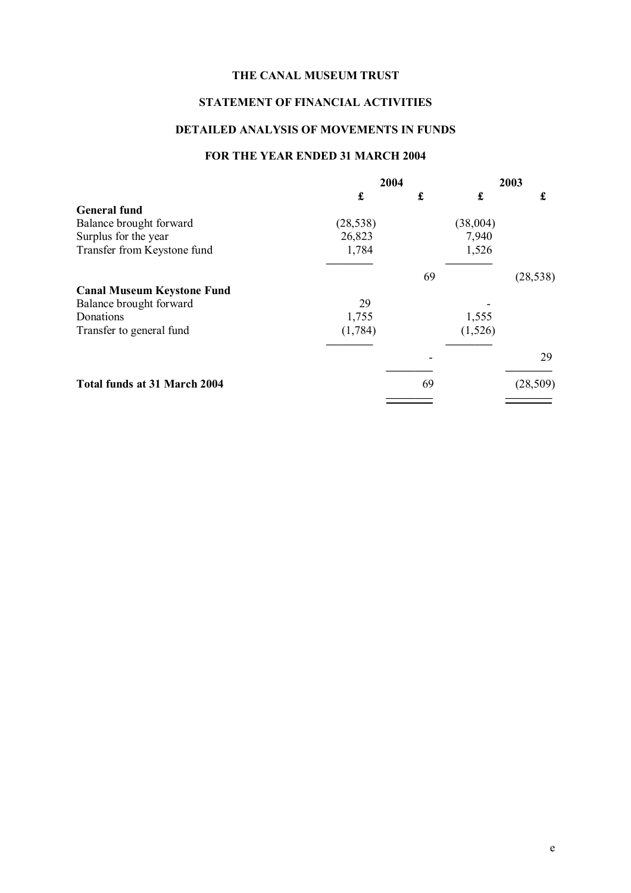**THE CANAL MUSEUM TRUST**

**STATEMENT OF FINANCIAL ACTIVITIES**

**DETAILED ANALYSIS OF MOVEMENTS IN FUNDS**

**FOR THE YEAR ENDED 31 MARCH 2004**

| | 2004 | | 2003 | |
|---|---|---|---|---|
| | £ | £ | £ | £ |
| **General fund** | | | | |
| Balance brought forward | (28,538) | | (38,004) | |
| Surplus for the year | 26,823 | | 7,940 | |
| Transfer from Keystone fund | 1,784 | | 1,526 | |
| | | 69 | | (28,538) |
| **Canal Museum Keystone Fund** | | | | |
| Balance brought forward | 29 | | - | |
| Donations | 1,755 | | 1,555 | |
| Transfer to general fund | (1,784) | | (1,526) | |
| | | - | | 29 |
| **Total funds at 31 March 2004** | | 69 | | (28,509) |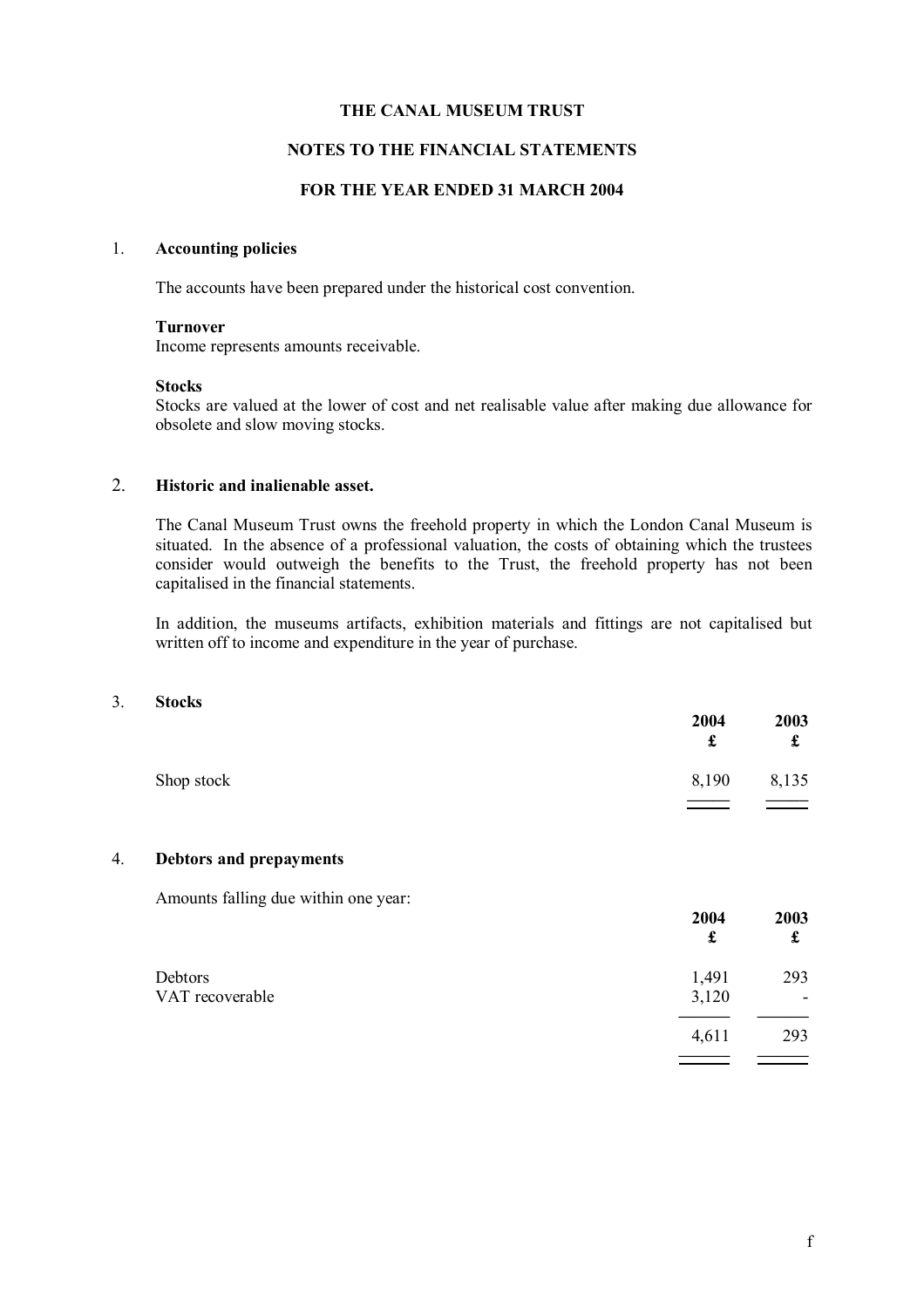# THE CANAL MUSEUM TRUST

## NOTES TO THE FINANCIAL STATEMENTS

## FOR THE YEAR ENDED 31 MARCH 2004

1. **Accounting policies**

   The accounts have been prepared under the historical cost convention.

   **Turnover**
   Income represents amounts receivable.

   **Stocks**
   Stocks are valued at the lower of cost and net realisable value after making due allowance for obsolete and slow moving stocks.

2. **Historic and inalienable asset.**

   The Canal Museum Trust owns the freehold property in which the London Canal Museum is situated. In the absence of a professional valuation, the costs of obtaining which the trustees consider would outweigh the benefits to the Trust, the freehold property has not been capitalised in the financial statements.

   In addition, the museums artifacts, exhibition materials and fittings are not capitalised but written off to income and expenditure in the year of purchase.

3. **Stocks**

| | 2004 £ | 2003 £ |
|---|---|---|
| Shop stock | 8,190 | 8,135 |

4. **Debtors and prepayments**

   Amounts falling due within one year:

| | 2004 £ | 2003 £ |
|---|---|---|
| Debtors | 1,491 | 293 |
| VAT recoverable | 3,120 | - |
| | 4,611 | 293 |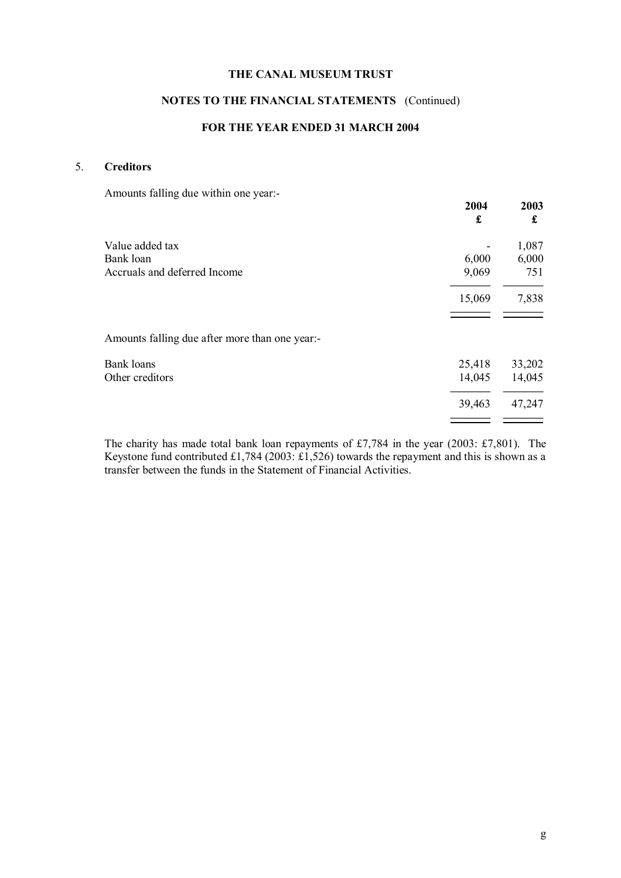# THE CANAL MUSEUM TRUST

## NOTES TO THE FINANCIAL STATEMENTS (Continued)

## FOR THE YEAR ENDED 31 MARCH 2004

### 5. Creditors

Amounts falling due within one year:-

| | 2004 £ | 2003 £ |
|---|---|---|
| Value added tax | - | 1,087 |
| Bank loan | 6,000 | 6,000 |
| Accruals and deferred Income | 9,069 | 751 |
| | 15,069 | 7,838 |

Amounts falling due after more than one year:-

| | 2004 £ | 2003 £ |
|---|---|---|
| Bank loans | 25,418 | 33,202 |
| Other creditors | 14,045 | 14,045 |
| | 39,463 | 47,247 |

The charity has made total bank loan repayments of £7,784 in the year (2003: £7,801). The Keystone fund contributed £1,784 (2003: £1,526) towards the repayment and this is shown as a transfer between the funds in the Statement of Financial Activities.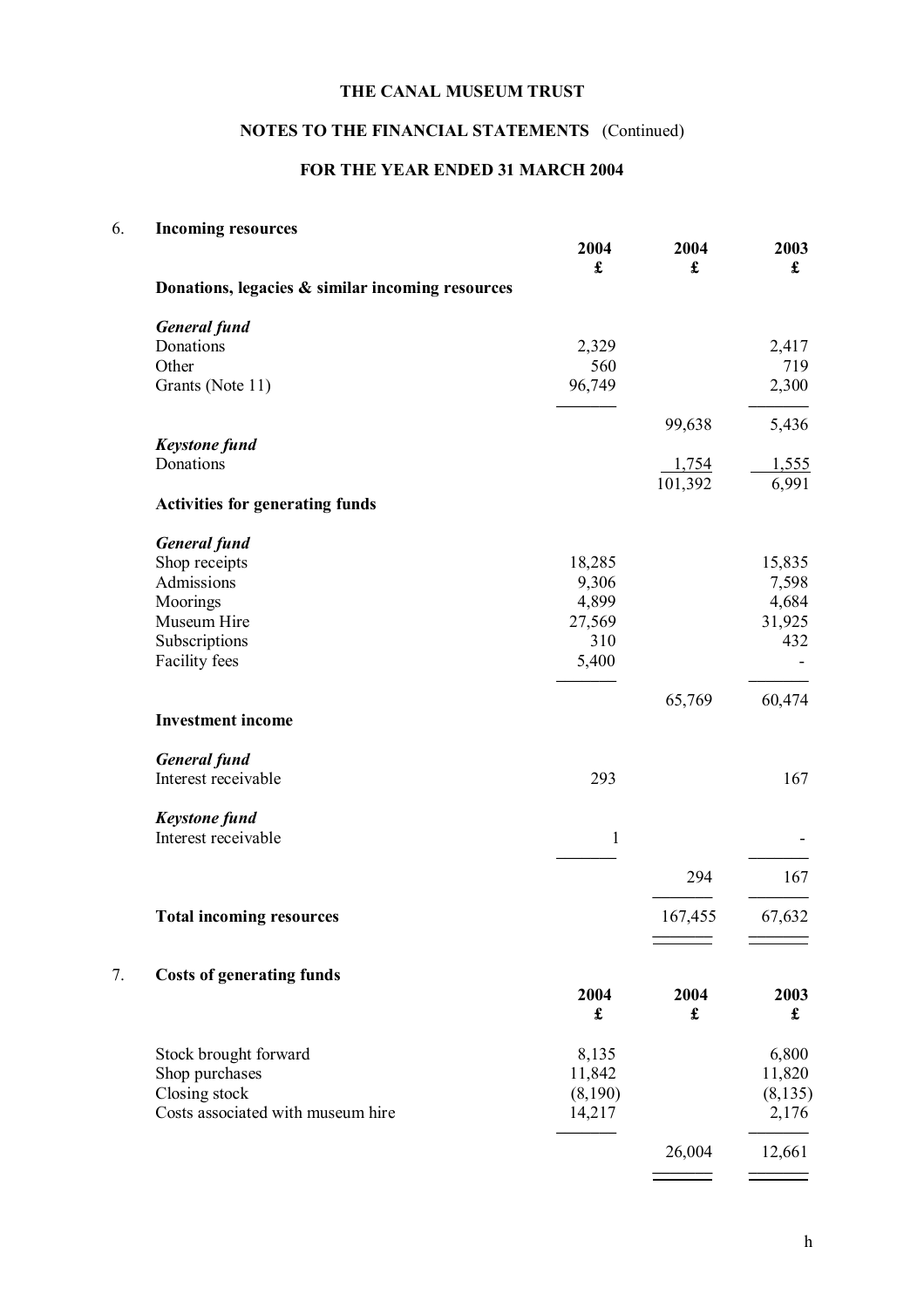**THE CANAL MUSEUM TRUST**

**NOTES TO THE FINANCIAL STATEMENTS** (Continued)

**FOR THE YEAR ENDED 31 MARCH 2004**

## 6. Incoming resources

| | 2004 £ | 2004 £ | 2003 £ |
|---|---|---|---|
| **Donations, legacies & similar incoming resources** | | | |
| ***General fund*** | | | |
| Donations | 2,329 | | 2,417 |
| Other | 560 | | 719 |
| Grants (Note 11) | 96,749 | | 2,300 |
| | | 99,638 | 5,436 |
| ***Keystone fund*** | | | |
| Donations | | 1,754 | 1,555 |
| | | 101,392 | 6,991 |
| **Activities for generating funds** | | | |
| ***General fund*** | | | |
| Shop receipts | 18,285 | | 15,835 |
| Admissions | 9,306 | | 7,598 |
| Moorings | 4,899 | | 4,684 |
| Museum Hire | 27,569 | | 31,925 |
| Subscriptions | 310 | | 432 |
| Facility fees | 5,400 | | - |
| | | 65,769 | 60,474 |
| **Investment income** | | | |
| ***General fund*** | | | |
| Interest receivable | 293 | | 167 |
| ***Keystone fund*** | | | |
| Interest receivable | 1 | | - |
| | | 294 | 167 |
| **Total incoming resources** | | 167,455 | 67,632 |

## 7. Costs of generating funds

| | 2004 £ | 2004 £ | 2003 £ |
|---|---|---|---|
| Stock brought forward | 8,135 | | 6,800 |
| Shop purchases | 11,842 | | 11,820 |
| Closing stock | (8,190) | | (8,135) |
| Costs associated with museum hire | 14,217 | | 2,176 |
| | | 26,004 | 12,661 |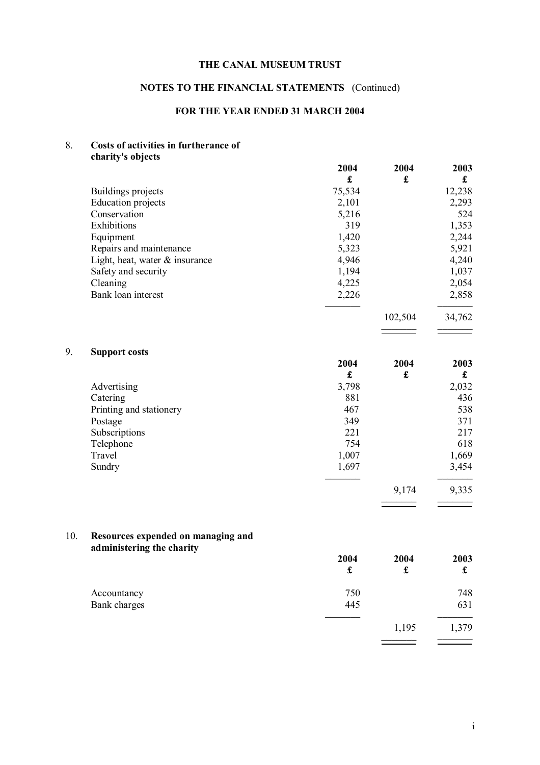# THE CANAL MUSEUM TRUST

## NOTES TO THE FINANCIAL STATEMENTS (Continued)

## FOR THE YEAR ENDED 31 MARCH 2004

### 8. Costs of activities in furtherance of charity's objects

| | 2004 | 2004 | 2003 |
|---|---|---|---|
| | £ | £ | £ |
| Buildings projects | 75,534 | | 12,238 |
| Education projects | 2,101 | | 2,293 |
| Conservation | 5,216 | | 524 |
| Exhibitions | 319 | | 1,353 |
| Equipment | 1,420 | | 2,244 |
| Repairs and maintenance | 5,323 | | 5,921 |
| Light, heat, water & insurance | 4,946 | | 4,240 |
| Safety and security | 1,194 | | 1,037 |
| Cleaning | 4,225 | | 2,054 |
| Bank loan interest | 2,226 | | 2,858 |
| | | 102,504 | 34,762 |

### 9. Support costs

| | 2004 | 2004 | 2003 |
|---|---|---|---|
| | £ | £ | £ |
| Advertising | 3,798 | | 2,032 |
| Catering | 881 | | 436 |
| Printing and stationery | 467 | | 538 |
| Postage | 349 | | 371 |
| Subscriptions | 221 | | 217 |
| Telephone | 754 | | 618 |
| Travel | 1,007 | | 1,669 |
| Sundry | 1,697 | | 3,454 |
| | | 9,174 | 9,335 |

### 10. Resources expended on managing and administering the charity

| | 2004 | 2004 | 2003 |
|---|---|---|---|
| | £ | £ | £ |
| Accountancy | 750 | | 748 |
| Bank charges | 445 | | 631 |
| | | 1,195 | 1,379 |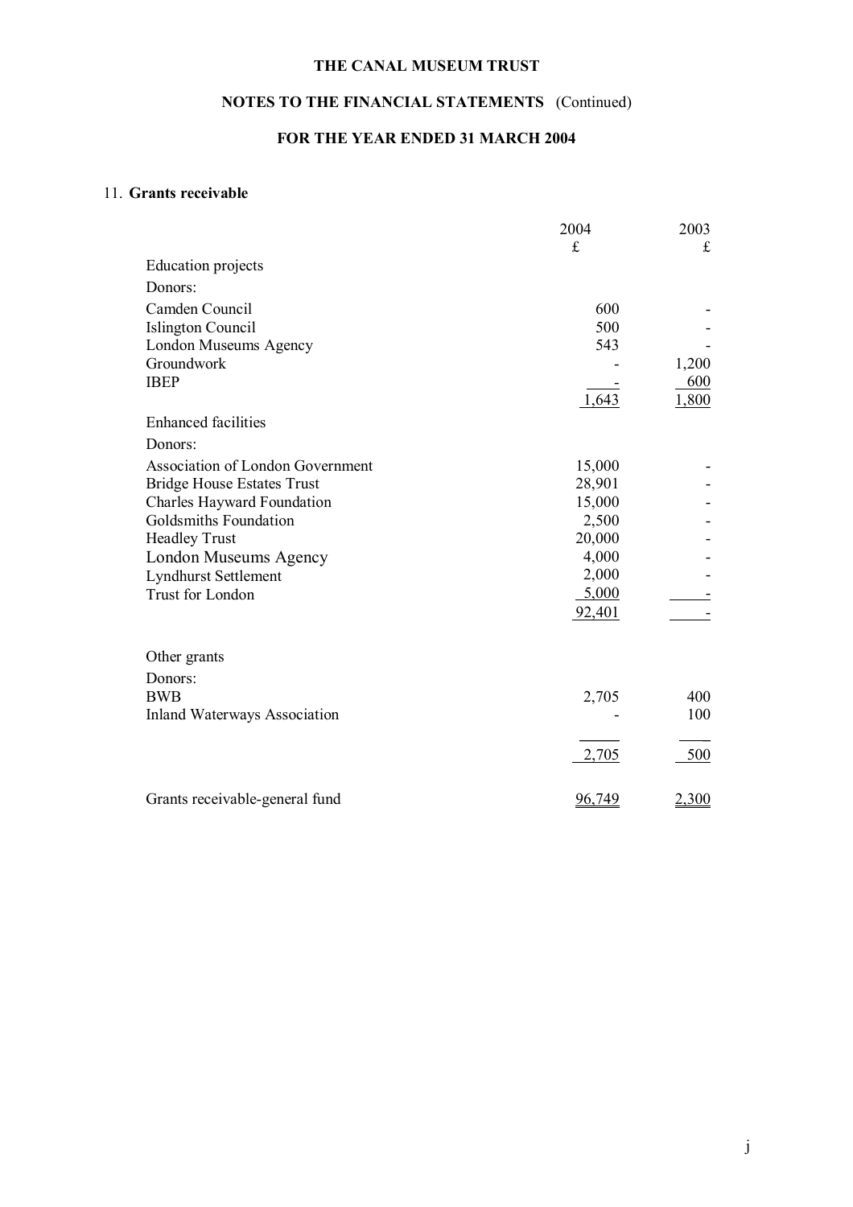# THE CANAL MUSEUM TRUST

## NOTES TO THE FINANCIAL STATEMENTS (Continued)

## FOR THE YEAR ENDED 31 MARCH 2004

### 11. Grants receivable

| | 2004 £ | 2003 £ |
|---|---|---|
| Education projects | | |
| Donors: | | |
| Camden Council | 600 | - |
| Islington Council | 500 | - |
| London Museums Agency | 543 | - |
| Groundwork | - | 1,200 |
| IBEP | - | 600 |
| | 1,643 | 1,800 |
| Enhanced facilities | | |
| Donors: | | |
| Association of London Government | 15,000 | - |
| Bridge House Estates Trust | 28,901 | - |
| Charles Hayward Foundation | 15,000 | - |
| Goldsmiths Foundation | 2,500 | - |
| Headley Trust | 20,000 | - |
| London Museums Agency | 4,000 | - |
| Lyndhurst Settlement | 2,000 | - |
| Trust for London | 5,000 | - |
| | 92,401 | - |
| Other grants | | |
| Donors: | | |
| BWB | 2,705 | 400 |
| Inland Waterways Association | - | 100 |
| | 2,705 | 500 |
| Grants receivable-general fund | 96,749 | 2,300 |